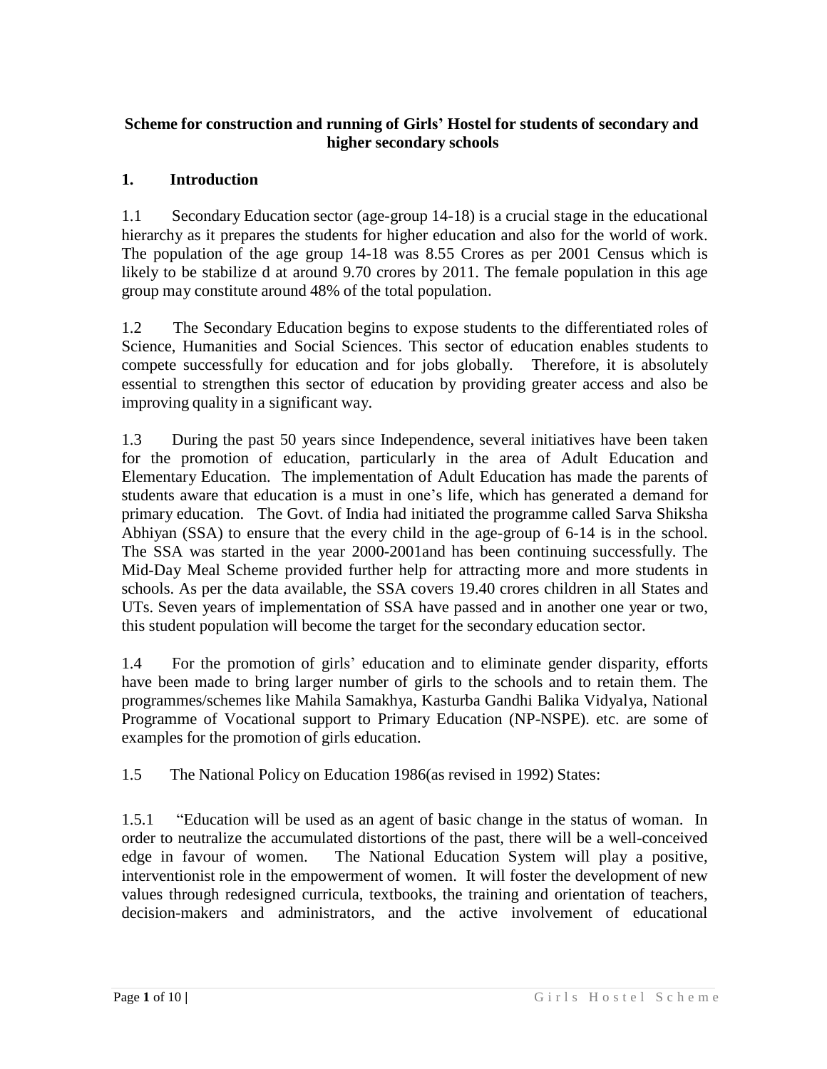**Scheme for construction and running of Girls' Hostel for students of secondary and higher secondary schools**

## 1. Introduction

1.1 Secondary Education sector (age-group 14-18) is a crucial stage in the educational hierarchy as it prepares the students for higher education and also for the world of work. The population of the age group 14-18 was 8.55 Crores as per 2001 Census which is likely to be stabilize d at around 9.70 crores by 2011. The female population in this age group may constitute around 48% of the total population.

1.2 The Secondary Education begins to expose students to the differentiated roles of Science, Humanities and Social Sciences. This sector of education enables students to compete successfully for education and for jobs globally. Therefore, it is absolutely essential to strengthen this sector of education by providing greater access and also be improving quality in a significant way.

1.3 During the past 50 years since Independence, several initiatives have been taken for the promotion of education, particularly in the area of Adult Education and Elementary Education. The implementation of Adult Education has made the parents of students aware that education is a must in one's life, which has generated a demand for primary education. The Govt. of India had initiated the programme called Sarva Shiksha Abhiyan (SSA) to ensure that the every child in the age-group of 6-14 is in the school. The SSA was started in the year 2000-2001and has been continuing successfully. The Mid-Day Meal Scheme provided further help for attracting more and more students in schools. As per the data available, the SSA covers 19.40 crores children in all States and UTs. Seven years of implementation of SSA have passed and in another one year or two, this student population will become the target for the secondary education sector.

1.4 For the promotion of girls' education and to eliminate gender disparity, efforts have been made to bring larger number of girls to the schools and to retain them. The programmes/schemes like Mahila Samakhya, Kasturba Gandhi Balika Vidyalya, National Programme of Vocational support to Primary Education (NP-NSPE). etc. are some of examples for the promotion of girls education.

1.5 The National Policy on Education 1986(as revised in 1992) States:

1.5.1 "Education will be used as an agent of basic change in the status of woman. In order to neutralize the accumulated distortions of the past, there will be a well-conceived edge in favour of women. The National Education System will play a positive, interventionist role in the empowerment of women. It will foster the development of new values through redesigned curricula, textbooks, the training and orientation of teachers, decision-makers and administrators, and the active involvement of educational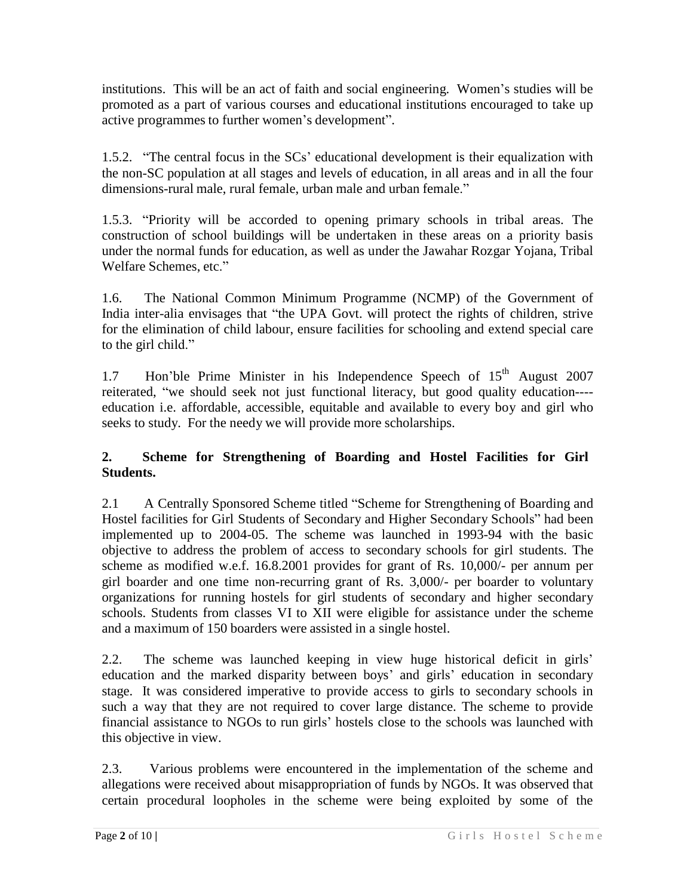institutions. This will be an act of faith and social engineering. Women's studies will be promoted as a part of various courses and educational institutions encouraged to take up active programmes to further women's development".

1.5.2. "The central focus in the SCs' educational development is their equalization with the non-SC population at all stages and levels of education, in all areas and in all the four dimensions-rural male, rural female, urban male and urban female."

1.5.3. "Priority will be accorded to opening primary schools in tribal areas. The construction of school buildings will be undertaken in these areas on a priority basis under the normal funds for education, as well as under the Jawahar Rozgar Yojana, Tribal Welfare Schemes, etc."

1.6. The National Common Minimum Programme (NCMP) of the Government of India inter-alia envisages that "the UPA Govt. will protect the rights of children, strive for the elimination of child labour, ensure facilities for schooling and extend special care to the girl child."

1.7 Hon'ble Prime Minister in his Independence Speech of 15th August 2007 reiterated, "we should seek not just functional literacy, but good quality education----education i.e. affordable, accessible, equitable and available to every boy and girl who seeks to study. For the needy we will provide more scholarships.

## 2. Scheme for Strengthening of Boarding and Hostel Facilities for Girl Students.

2.1 A Centrally Sponsored Scheme titled "Scheme for Strengthening of Boarding and Hostel facilities for Girl Students of Secondary and Higher Secondary Schools" had been implemented up to 2004-05. The scheme was launched in 1993-94 with the basic objective to address the problem of access to secondary schools for girl students. The scheme as modified w.e.f. 16.8.2001 provides for grant of Rs. 10,000/- per annum per girl boarder and one time non-recurring grant of Rs. 3,000/- per boarder to voluntary organizations for running hostels for girl students of secondary and higher secondary schools. Students from classes VI to XII were eligible for assistance under the scheme and a maximum of 150 boarders were assisted in a single hostel.

2.2. The scheme was launched keeping in view huge historical deficit in girls' education and the marked disparity between boys' and girls' education in secondary stage. It was considered imperative to provide access to girls to secondary schools in such a way that they are not required to cover large distance. The scheme to provide financial assistance to NGOs to run girls' hostels close to the schools was launched with this objective in view.

2.3. Various problems were encountered in the implementation of the scheme and allegations were received about misappropriation of funds by NGOs. It was observed that certain procedural loopholes in the scheme were being exploited by some of the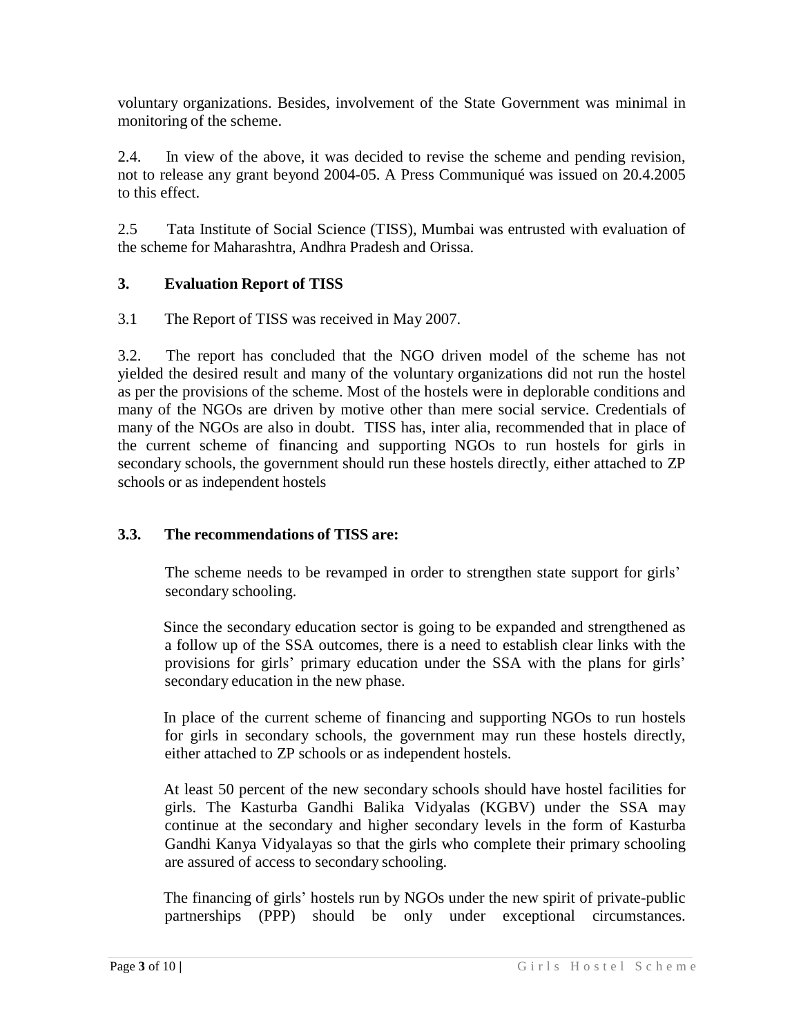voluntary organizations. Besides, involvement of the State Government was minimal in monitoring of the scheme.

2.4. In view of the above, it was decided to revise the scheme and pending revision, not to release any grant beyond 2004-05. A Press Communiqué was issued on 20.4.2005 to this effect.

2.5 Tata Institute of Social Science (TISS), Mumbai was entrusted with evaluation of the scheme for Maharashtra, Andhra Pradesh and Orissa.

## 3. Evaluation Report of TISS

3.1 The Report of TISS was received in May 2007.

3.2. The report has concluded that the NGO driven model of the scheme has not yielded the desired result and many of the voluntary organizations did not run the hostel as per the provisions of the scheme. Most of the hostels were in deplorable conditions and many of the NGOs are driven by motive other than mere social service. Credentials of many of the NGOs are also in doubt. TISS has, inter alia, recommended that in place of the current scheme of financing and supporting NGOs to run hostels for girls in secondary schools, the government should run these hostels directly, either attached to ZP schools or as independent hostels

### 3.3. The recommendations of TISS are:

The scheme needs to be revamped in order to strengthen state support for girls' secondary schooling.

Since the secondary education sector is going to be expanded and strengthened as a follow up of the SSA outcomes, there is a need to establish clear links with the provisions for girls' primary education under the SSA with the plans for girls' secondary education in the new phase.

In place of the current scheme of financing and supporting NGOs to run hostels for girls in secondary schools, the government may run these hostels directly, either attached to ZP schools or as independent hostels.

At least 50 percent of the new secondary schools should have hostel facilities for girls. The Kasturba Gandhi Balika Vidyalas (KGBV) under the SSA may continue at the secondary and higher secondary levels in the form of Kasturba Gandhi Kanya Vidyalayas so that the girls who complete their primary schooling are assured of access to secondary schooling.

The financing of girls' hostels run by NGOs under the new spirit of private-public partnerships (PPP) should be only under exceptional circumstances.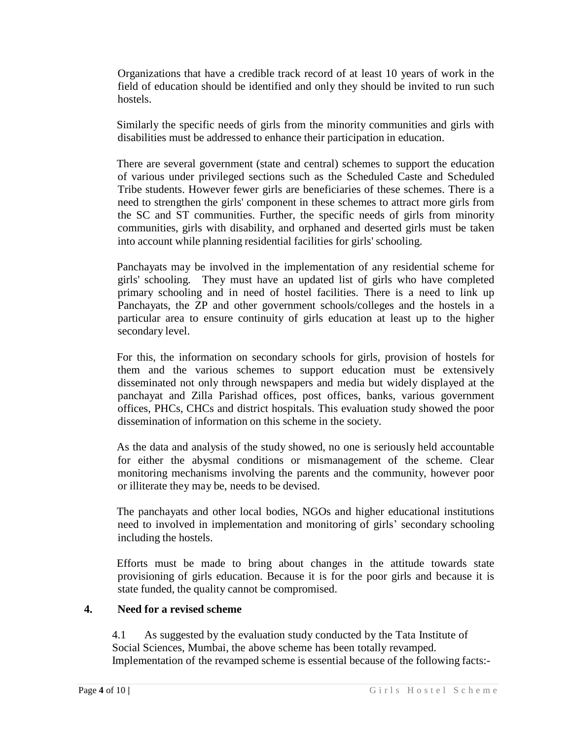Organizations that have a credible track record of at least 10 years of work in the field of education should be identified and only they should be invited to run such hostels.

Similarly the specific needs of girls from the minority communities and girls with disabilities must be addressed to enhance their participation in education.

There are several government (state and central) schemes to support the education of various under privileged sections such as the Scheduled Caste and Scheduled Tribe students. However fewer girls are beneficiaries of these schemes. There is a need to strengthen the girls' component in these schemes to attract more girls from the SC and ST communities. Further, the specific needs of girls from minority communities, girls with disability, and orphaned and deserted girls must be taken into account while planning residential facilities for girls' schooling.

Panchayats may be involved in the implementation of any residential scheme for girls' schooling. They must have an updated list of girls who have completed primary schooling and in need of hostel facilities. There is a need to link up Panchayats, the ZP and other government schools/colleges and the hostels in a particular area to ensure continuity of girls education at least up to the higher secondary level.

For this, the information on secondary schools for girls, provision of hostels for them and the various schemes to support education must be extensively disseminated not only through newspapers and media but widely displayed at the panchayat and Zilla Parishad offices, post offices, banks, various government offices, PHCs, CHCs and district hospitals. This evaluation study showed the poor dissemination of information on this scheme in the society.

As the data and analysis of the study showed, no one is seriously held accountable for either the abysmal conditions or mismanagement of the scheme. Clear monitoring mechanisms involving the parents and the community, however poor or illiterate they may be, needs to be devised.

The panchayats and other local bodies, NGOs and higher educational institutions need to involved in implementation and monitoring of girls' secondary schooling including the hostels.

Efforts must be made to bring about changes in the attitude towards state provisioning of girls education. Because it is for the poor girls and because it is state funded, the quality cannot be compromised.

## 4. Need for a revised scheme

4.1 As suggested by the evaluation study conducted by the Tata Institute of Social Sciences, Mumbai, the above scheme has been totally revamped. Implementation of the revamped scheme is essential because of the following facts:-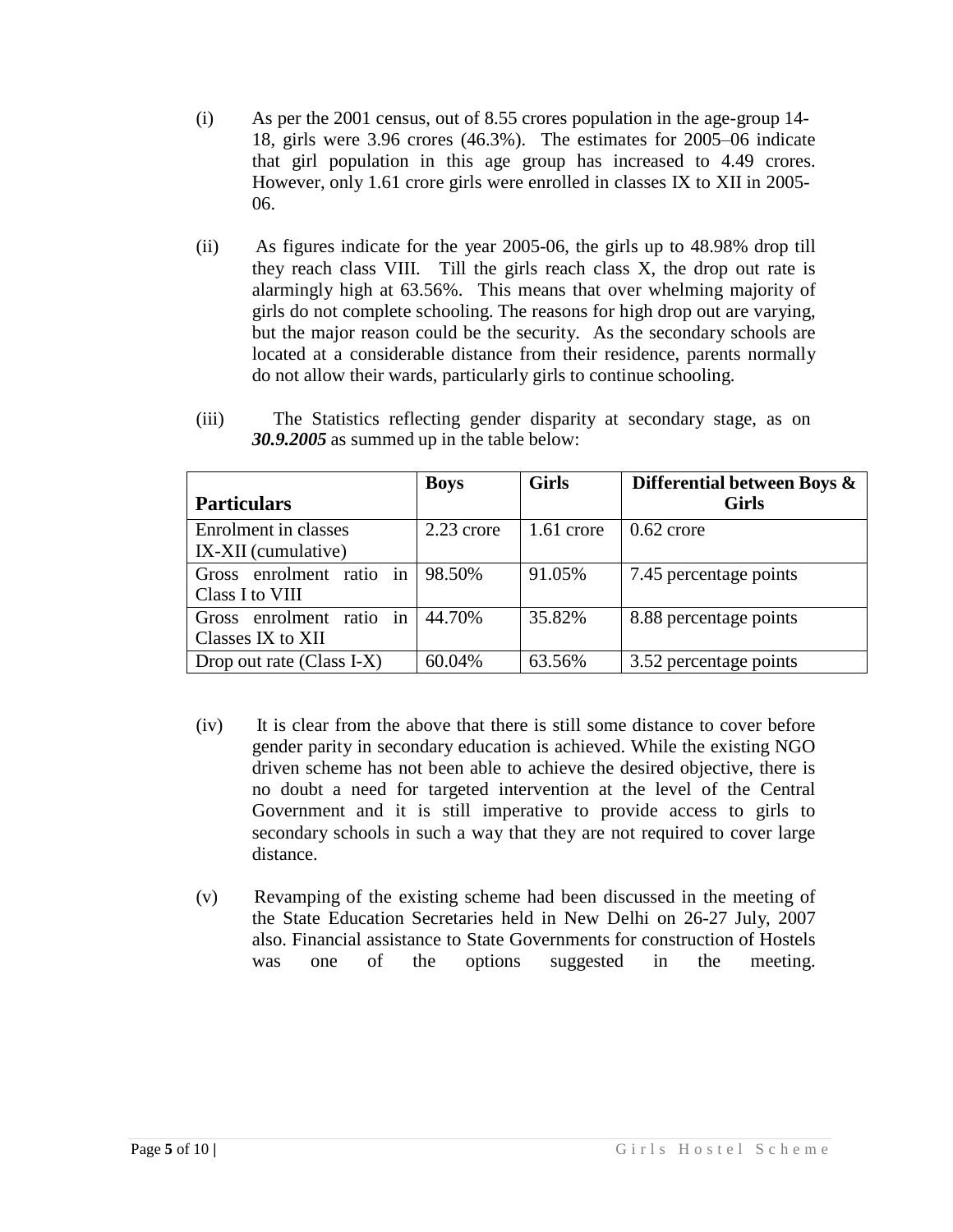(i) As per the 2001 census, out of 8.55 crores population in the age-group 14-18, girls were 3.96 crores (46.3%). The estimates for 2005–06 indicate that girl population in this age group has increased to 4.49 crores. However, only 1.61 crore girls were enrolled in classes IX to XII in 2005-06.

(ii) As figures indicate for the year 2005-06, the girls up to 48.98% drop till they reach class VIII. Till the girls reach class X, the drop out rate is alarmingly high at 63.56%. This means that over whelming majority of girls do not complete schooling. The reasons for high drop out are varying, but the major reason could be the security. As the secondary schools are located at a considerable distance from their residence, parents normally do not allow their wards, particularly girls to continue schooling.

(iii) The Statistics reflecting gender disparity at secondary stage, as on ***30.9.2005*** as summed up in the table below:

| **Particulars** | **Boys** | **Girls** | **Differential between Boys & Girls** |
|---|---|---|---|
| Enrolment in classes IX-XII (cumulative) | 2.23 crore | 1.61 crore | 0.62 crore |
| Gross enrolment ratio in Class I to VIII | 98.50% | 91.05% | 7.45 percentage points |
| Gross enrolment ratio in Classes IX to XII | 44.70% | 35.82% | 8.88 percentage points |
| Drop out rate (Class I-X) | 60.04% | 63.56% | 3.52 percentage points |

(iv) It is clear from the above that there is still some distance to cover before gender parity in secondary education is achieved. While the existing NGO driven scheme has not been able to achieve the desired objective, there is no doubt a need for targeted intervention at the level of the Central Government and it is still imperative to provide access to girls to secondary schools in such a way that they are not required to cover large distance.

(v) Revamping of the existing scheme had been discussed in the meeting of the State Education Secretaries held in New Delhi on 26-27 July, 2007 also. Financial assistance to State Governments for construction of Hostels was one of the options suggested in the meeting.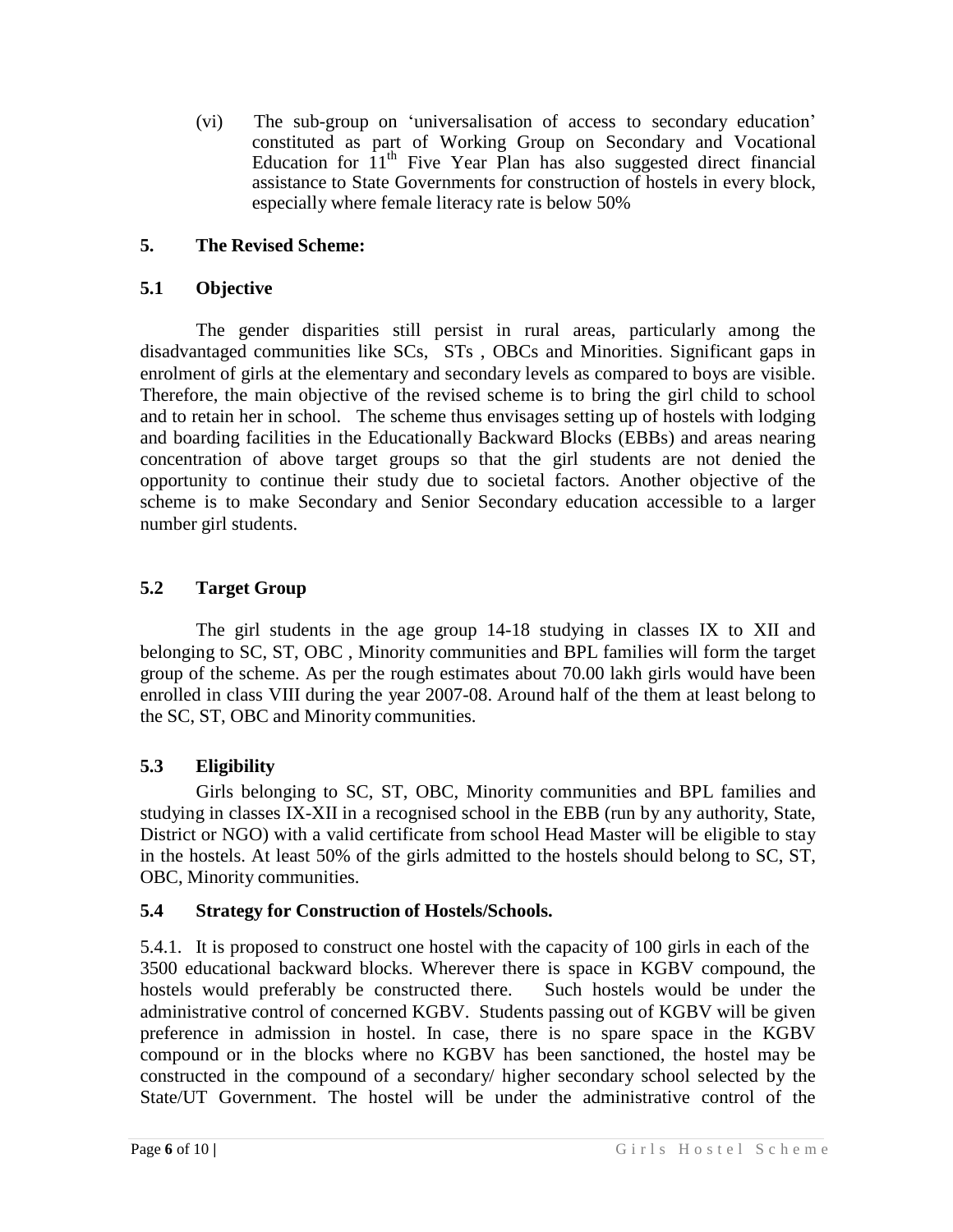(vi) The sub-group on 'universalisation of access to secondary education' constituted as part of Working Group on Secondary and Vocational Education for 11th Five Year Plan has also suggested direct financial assistance to State Governments for construction of hostels in every block, especially where female literacy rate is below 50%

## 5. The Revised Scheme:

### 5.1 Objective

The gender disparities still persist in rural areas, particularly among the disadvantaged communities like SCs, STs , OBCs and Minorities. Significant gaps in enrolment of girls at the elementary and secondary levels as compared to boys are visible. Therefore, the main objective of the revised scheme is to bring the girl child to school and to retain her in school. The scheme thus envisages setting up of hostels with lodging and boarding facilities in the Educationally Backward Blocks (EBBs) and areas nearing concentration of above target groups so that the girl students are not denied the opportunity to continue their study due to societal factors. Another objective of the scheme is to make Secondary and Senior Secondary education accessible to a larger number girl students.

### 5.2 Target Group

The girl students in the age group 14-18 studying in classes IX to XII and belonging to SC, ST, OBC , Minority communities and BPL families will form the target group of the scheme. As per the rough estimates about 70.00 lakh girls would have been enrolled in class VIII during the year 2007-08. Around half of the them at least belong to the SC, ST, OBC and Minority communities.

### 5.3 Eligibility

Girls belonging to SC, ST, OBC, Minority communities and BPL families and studying in classes IX-XII in a recognised school in the EBB (run by any authority, State, District or NGO) with a valid certificate from school Head Master will be eligible to stay in the hostels. At least 50% of the girls admitted to the hostels should belong to SC, ST, OBC, Minority communities.

### 5.4 Strategy for Construction of Hostels/Schools.

5.4.1. It is proposed to construct one hostel with the capacity of 100 girls in each of the 3500 educational backward blocks. Wherever there is space in KGBV compound, the hostels would preferably be constructed there. Such hostels would be under the administrative control of concerned KGBV. Students passing out of KGBV will be given preference in admission in hostel. In case, there is no spare space in the KGBV compound or in the blocks where no KGBV has been sanctioned, the hostel may be constructed in the compound of a secondary/ higher secondary school selected by the State/UT Government. The hostel will be under the administrative control of the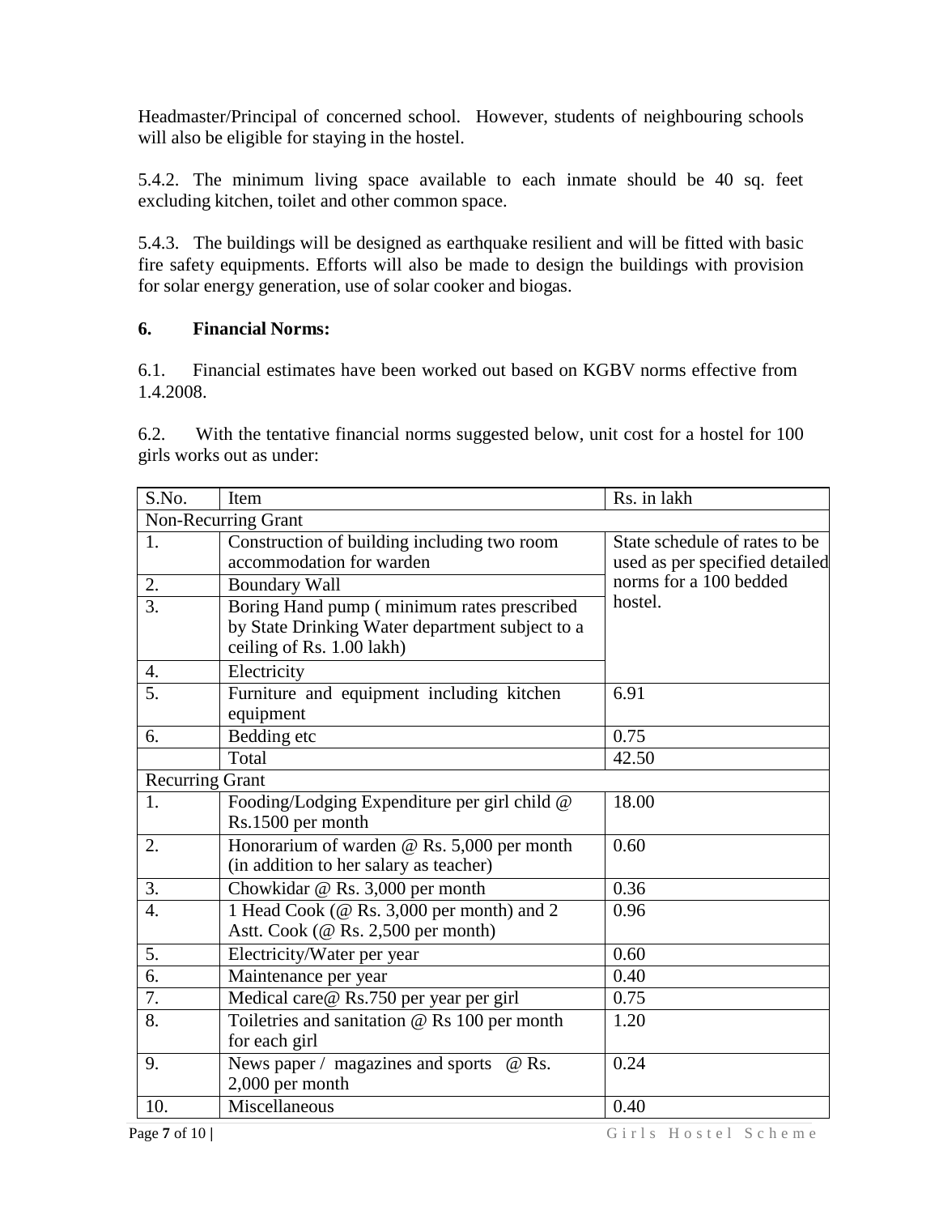Headmaster/Principal of concerned school. However, students of neighbouring schools will also be eligible for staying in the hostel.

5.4.2. The minimum living space available to each inmate should be 40 sq. feet excluding kitchen, toilet and other common space.

5.4.3. The buildings will be designed as earthquake resilient and will be fitted with basic fire safety equipments. Efforts will also be made to design the buildings with provision for solar energy generation, use of solar cooker and biogas.

**6. Financial Norms:**

6.1. Financial estimates have been worked out based on KGBV norms effective from 1.4.2008.

6.2. With the tentative financial norms suggested below, unit cost for a hostel for 100 girls works out as under:

| S.No. | Item | Rs. in lakh |
|---|---|---|
| Non-Recurring Grant | | |
| 1. | Construction of building including two room accommodation for warden | State schedule of rates to be used as per specified detailed norms for a 100 bedded hostel. |
| 2. | Boundary Wall | |
| 3. | Boring Hand pump ( minimum rates prescribed by State Drinking Water department subject to a ceiling of Rs. 1.00 lakh) | |
| 4. | Electricity | |
| 5. | Furniture and equipment including kitchen equipment | 6.91 |
| 6. | Bedding etc | 0.75 |
| | Total | 42.50 |
| Recurring Grant | | |
| 1. | Fooding/Lodging Expenditure per girl child @ Rs.1500 per month | 18.00 |
| 2. | Honorarium of warden @ Rs. 5,000 per month (in addition to her salary as teacher) | 0.60 |
| 3. | Chowkidar @ Rs. 3,000 per month | 0.36 |
| 4. | 1 Head Cook (@ Rs. 3,000 per month) and 2 Astt. Cook (@ Rs. 2,500 per month) | 0.96 |
| 5. | Electricity/Water per year | 0.60 |
| 6. | Maintenance per year | 0.40 |
| 7. | Medical care@ Rs.750 per year per girl | 0.75 |
| 8. | Toiletries and sanitation @ Rs 100 per month for each girl | 1.20 |
| 9. | News paper / magazines and sports @ Rs. 2,000 per month | 0.24 |
| 10. | Miscellaneous | 0.40 |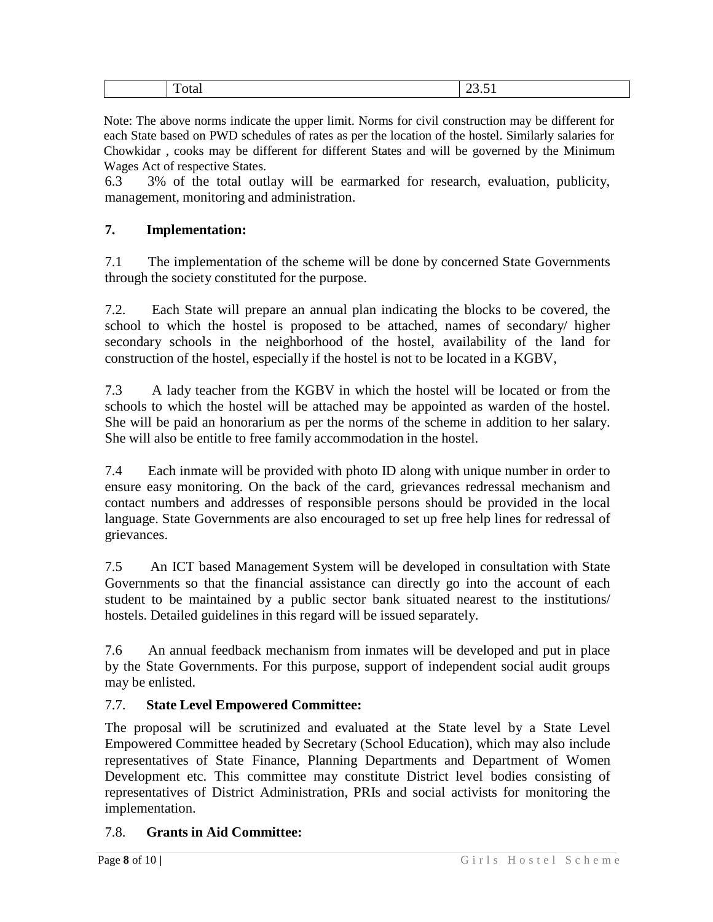| | Total | 23.51 |
|---|---|---|

Note: The above norms indicate the upper limit. Norms for civil construction may be different for each State based on PWD schedules of rates as per the location of the hostel. Similarly salaries for Chowkidar , cooks may be different for different States and will be governed by the Minimum Wages Act of respective States.

6.3 3% of the total outlay will be earmarked for research, evaluation, publicity, management, monitoring and administration.

## 7. Implementation:

7.1 The implementation of the scheme will be done by concerned State Governments through the society constituted for the purpose.

7.2. Each State will prepare an annual plan indicating the blocks to be covered, the school to which the hostel is proposed to be attached, names of secondary/ higher secondary schools in the neighborhood of the hostel, availability of the land for construction of the hostel, especially if the hostel is not to be located in a KGBV,

7.3 A lady teacher from the KGBV in which the hostel will be located or from the schools to which the hostel will be attached may be appointed as warden of the hostel. She will be paid an honorarium as per the norms of the scheme in addition to her salary. She will also be entitle to free family accommodation in the hostel.

7.4 Each inmate will be provided with photo ID along with unique number in order to ensure easy monitoring. On the back of the card, grievances redressal mechanism and contact numbers and addresses of responsible persons should be provided in the local language. State Governments are also encouraged to set up free help lines for redressal of grievances.

7.5 An ICT based Management System will be developed in consultation with State Governments so that the financial assistance can directly go into the account of each student to be maintained by a public sector bank situated nearest to the institutions/ hostels. Detailed guidelines in this regard will be issued separately.

7.6 An annual feedback mechanism from inmates will be developed and put in place by the State Governments. For this purpose, support of independent social audit groups may be enlisted.

### 7.7. State Level Empowered Committee:

The proposal will be scrutinized and evaluated at the State level by a State Level Empowered Committee headed by Secretary (School Education), which may also include representatives of State Finance, Planning Departments and Department of Women Development etc. This committee may constitute District level bodies consisting of representatives of District Administration, PRIs and social activists for monitoring the implementation.

### 7.8. Grants in Aid Committee: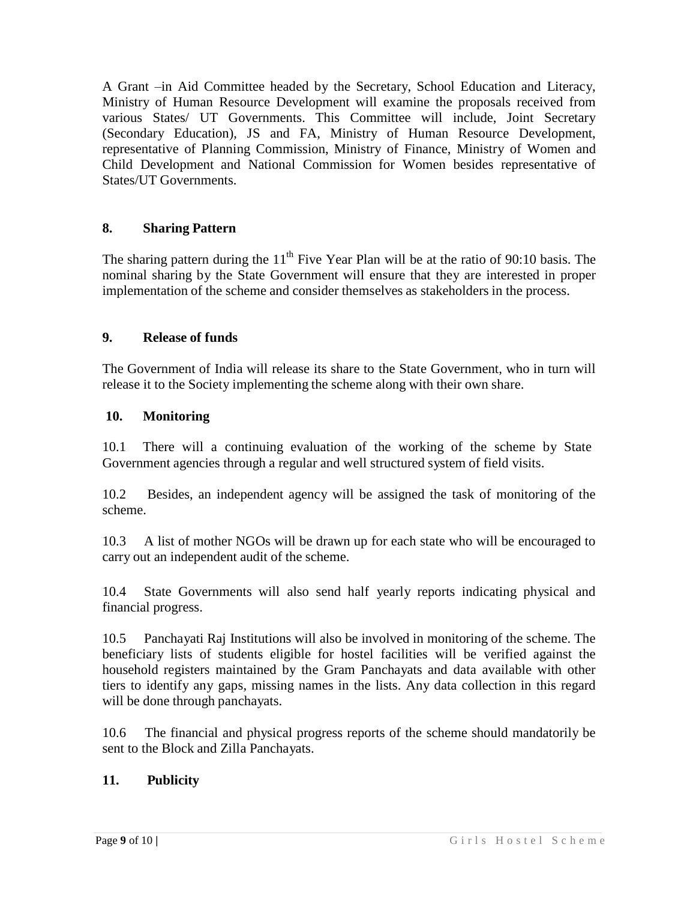A Grant –in Aid Committee headed by the Secretary, School Education and Literacy, Ministry of Human Resource Development will examine the proposals received from various States/ UT Governments. This Committee will include, Joint Secretary (Secondary Education), JS and FA, Ministry of Human Resource Development, representative of Planning Commission, Ministry of Finance, Ministry of Women and Child Development and National Commission for Women besides representative of States/UT Governments.

## 8. Sharing Pattern

The sharing pattern during the 11th Five Year Plan will be at the ratio of 90:10 basis. The nominal sharing by the State Government will ensure that they are interested in proper implementation of the scheme and consider themselves as stakeholders in the process.

## 9. Release of funds

The Government of India will release its share to the State Government, who in turn will release it to the Society implementing the scheme along with their own share.

## 10. Monitoring

10.1 There will a continuing evaluation of the working of the scheme by State Government agencies through a regular and well structured system of field visits.

10.2 Besides, an independent agency will be assigned the task of monitoring of the scheme.

10.3 A list of mother NGOs will be drawn up for each state who will be encouraged to carry out an independent audit of the scheme.

10.4 State Governments will also send half yearly reports indicating physical and financial progress.

10.5 Panchayati Raj Institutions will also be involved in monitoring of the scheme. The beneficiary lists of students eligible for hostel facilities will be verified against the household registers maintained by the Gram Panchayats and data available with other tiers to identify any gaps, missing names in the lists. Any data collection in this regard will be done through panchayats.

10.6 The financial and physical progress reports of the scheme should mandatorily be sent to the Block and Zilla Panchayats.

## 11. Publicity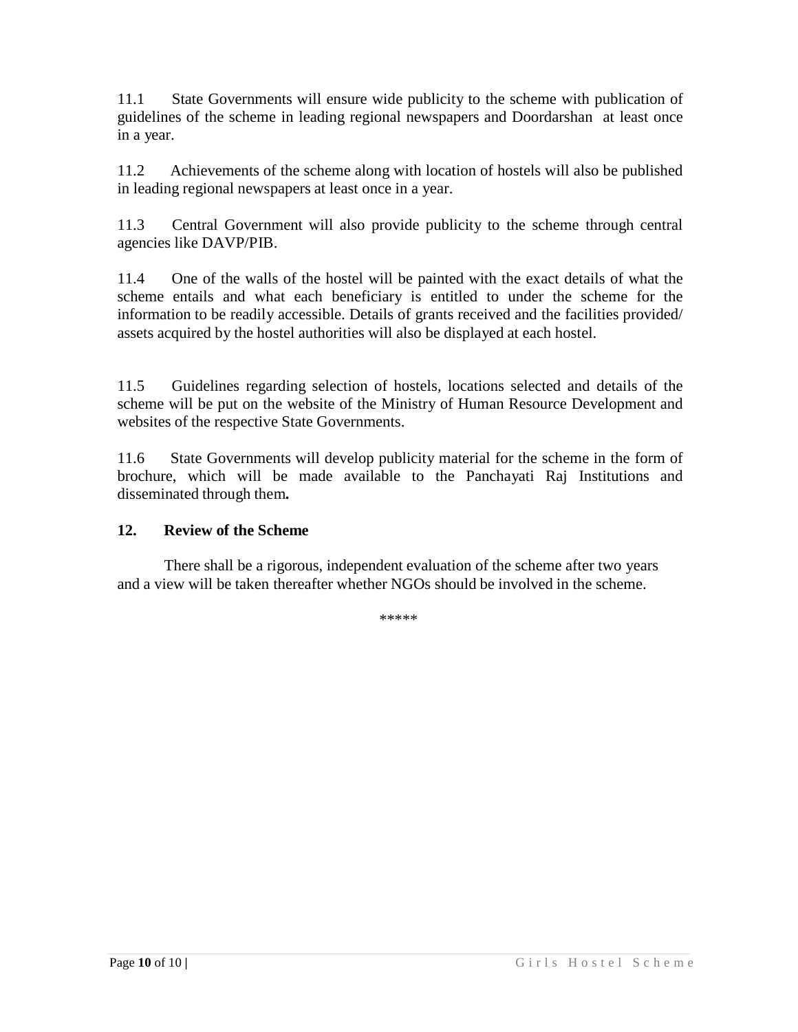11.1 State Governments will ensure wide publicity to the scheme with publication of guidelines of the scheme in leading regional newspapers and Doordarshan at least once in a year.

11.2 Achievements of the scheme along with location of hostels will also be published in leading regional newspapers at least once in a year.

11.3 Central Government will also provide publicity to the scheme through central agencies like DAVP/PIB.

11.4 One of the walls of the hostel will be painted with the exact details of what the scheme entails and what each beneficiary is entitled to under the scheme for the information to be readily accessible. Details of grants received and the facilities provided/ assets acquired by the hostel authorities will also be displayed at each hostel.

11.5 Guidelines regarding selection of hostels, locations selected and details of the scheme will be put on the website of the Ministry of Human Resource Development and websites of the respective State Governments.

11.6 State Governments will develop publicity material for the scheme in the form of brochure, which will be made available to the Panchayati Raj Institutions and disseminated through them**.**

## 12. Review of the Scheme

There shall be a rigorous, independent evaluation of the scheme after two years and a view will be taken thereafter whether NGOs should be involved in the scheme.

*****